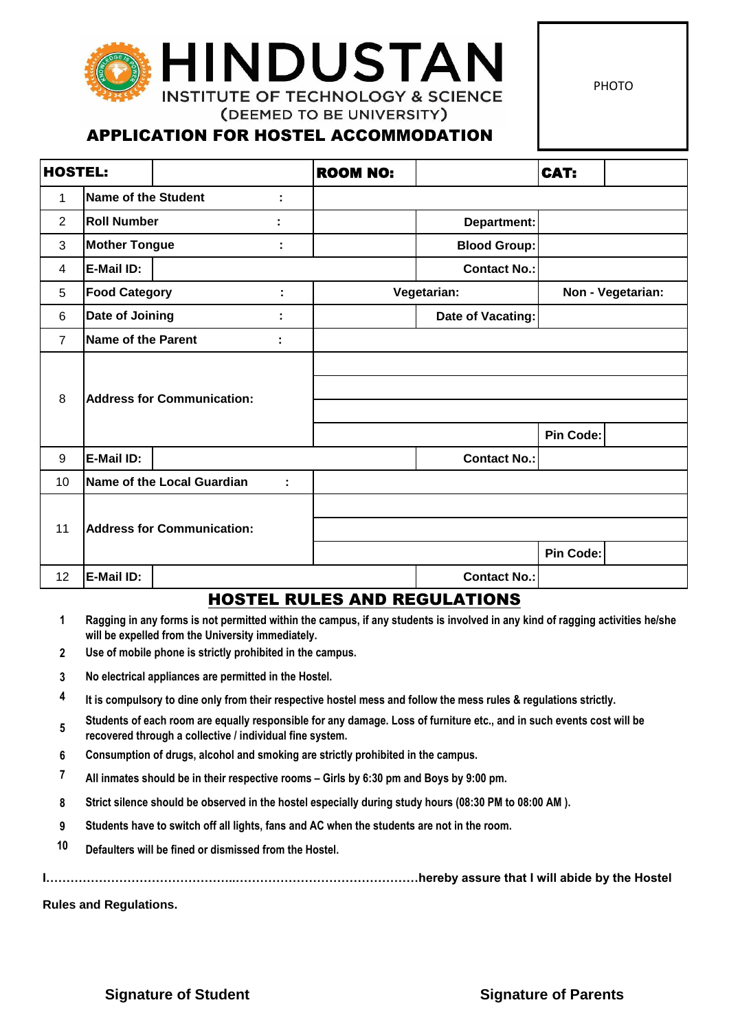# HINDUSTAN

INSTITUTE OF TECHNOLOGY & SCIENCE

(DEEMED TO BE UNIVERSITY)

PHOTO

## APPLICATION FOR HOSTEL ACCOMMODATION

| HOSTEL: | | | ROOM NO: | | CAT: | |
|---|---|---|---|---|---|---|
| 1 | Name of the Student | : | | | | |
| 2 | Roll Number | : | | Department: | | |
| 3 | Mother Tongue | : | | Blood Group: | | |
| 4 | E-Mail ID: | | | Contact No.: | | |
| 5 | Food Category | : | Vegetarian: | | Non - Vegetarian: | |
| 6 | Date of Joining | : | | Date of Vacating: | | |
| 7 | Name of the Parent | : | | | | |
| 8 | Address for Communication: | | | | | |
| | | | | | | |
| | | | | | | |
| | | | | | Pin Code: | |
| 9 | E-Mail ID: | | | Contact No.: | | |
| 10 | Name of the Local Guardian | : | | | | |
| 11 | Address for Communication: | | | | | |
| | | | | | | |
| | | | | | Pin Code: | |
| 12 | E-Mail ID: | | | Contact No.: | | |

## HOSTEL RULES AND REGULATIONS

1. Ragging in any forms is not permitted within the campus, if any students is involved in any kind of ragging activities he/she will be expelled from the University immediately.
2. Use of mobile phone is strictly prohibited in the campus.
3. No electrical appliances are permitted in the Hostel.
4. It is compulsory to dine only from their respective hostel mess and follow the mess rules & regulations strictly.
5. Students of each room are equally responsible for any damage. Loss of furniture etc., and in such events cost will be recovered through a collective / individual fine system.
6. Consumption of drugs, alcohol and smoking are strictly prohibited in the campus.
7. All inmates should be in their respective rooms – Girls by 6:30 pm and Boys by 9:00 pm.
8. Strict silence should be observed in the hostel especially during study hours (08:30 PM to 08:00 AM ).
9. Students have to switch off all lights, fans and AC when the students are not in the room.
10. Defaulters will be fined or dismissed from the Hostel.

**I……………………………………..………………………………………hereby assure that I will abide by the Hostel Rules and Regulations.**

**Signature of Student** **Signature of Parents**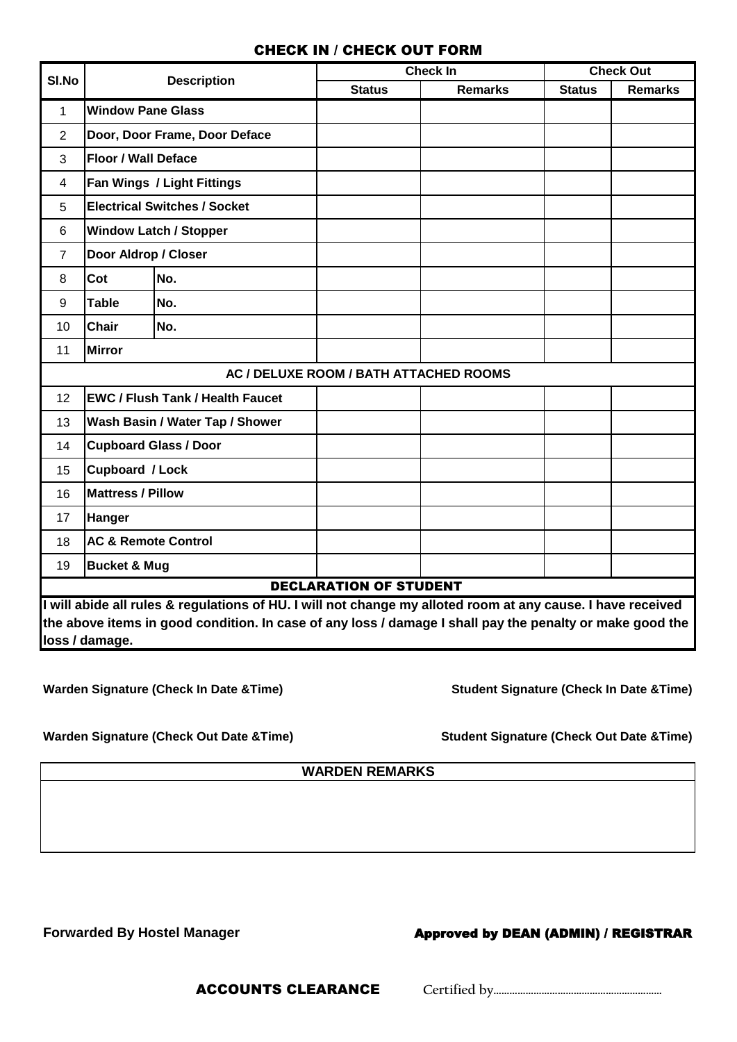# CHECK IN / CHECK OUT FORM

| Sl.No | Description | | Check In | | Check Out | |
|---|---|---|---|---|---|---|
| | | | Status | Remarks | Status | Remarks |
| 1 | **Window Pane Glass** | | | | | |
| 2 | **Door, Door Frame, Door Deface** | | | | | |
| 3 | **Floor / Wall Deface** | | | | | |
| 4 | **Fan Wings / Light Fittings** | | | | | |
| 5 | **Electrical Switches / Socket** | | | | | |
| 6 | **Window Latch / Stopper** | | | | | |
| 7 | **Door Aldrop / Closer** | | | | | |
| 8 | **Cot** | **No.** | | | | |
| 9 | **Table** | **No.** | | | | |
| 10 | **Chair** | **No.** | | | | |
| 11 | **Mirror** | | | | | |
| **AC / DELUXE ROOM / BATH ATTACHED ROOMS** | | | | | | |
| 12 | **EWC / Flush Tank / Health Faucet** | | | | | |
| 13 | **Wash Basin / Water Tap / Shower** | | | | | |
| 14 | **Cupboard Glass / Door** | | | | | |
| 15 | **Cupboard / Lock** | | | | | |
| 16 | **Mattress / Pillow** | | | | | |
| 17 | **Hanger** | | | | | |
| 18 | **AC & Remote Control** | | | | | |
| 19 | **Bucket & Mug** | | | | | |

## DECLARATION OF STUDENT

**I will abide all rules & regulations of HU. I will not change my alloted room at any cause. I have received the above items in good condition. In case of any loss / damage I shall pay the penalty or make good the loss / damage.**

**Warden Signature (Check In Date &Time)**

**Student Signature (Check In Date &Time)**

**Warden Signature (Check Out Date &Time)**

**Student Signature (Check Out Date &Time)**

## WARDEN REMARKS

**Forwarded By Hostel Manager**

**Approved by DEAN (ADMIN) / REGISTRAR**

**ACCOUNTS CLEARANCE** Certified by..............................................................